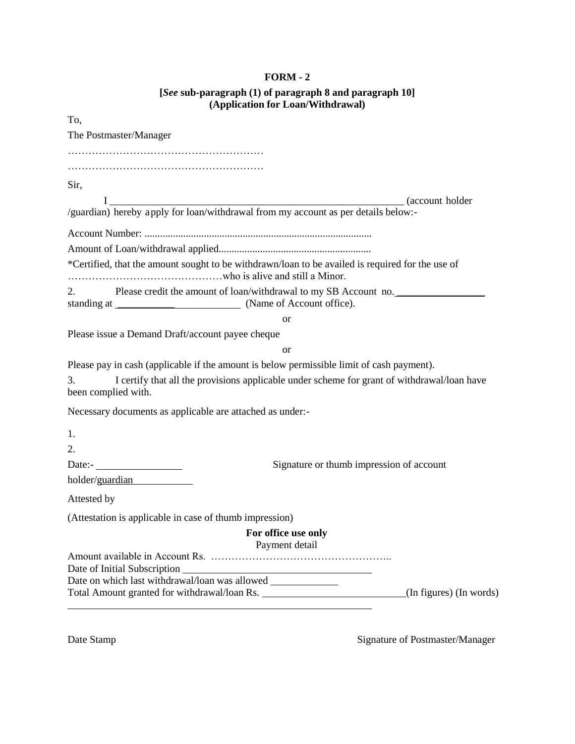**FORM - 2**

**[*See* sub-paragraph (1) of paragraph 8 and paragraph 10]**
**(Application for Loan/Withdrawal)**

To,

The Postmaster/Manager

…………………………………………………

…………………………………………………

Sir,

I ____________________________________________________________ (account holder /guardian) hereby apply for loan/withdrawal from my account as per details below:-

Account Number: .......................................................................................

Amount of Loan/withdrawal applied..........................................................

*Certified, that the amount sought to be withdrawn/loan to be availed is required for the use of ………………………………………who is alive and still a Minor.

2. Please credit the amount of loan/withdrawal to my SB Account no. _________________ standing at _______________________ (Name of Account office).

or

Please issue a Demand Draft/account payee cheque

or

Please pay in cash (applicable if the amount is below permissible limit of cash payment).

3. I certify that all the provisions applicable under scheme for grant of withdrawal/loan have been complied with.

Necessary documents as applicable are attached as under:-

1.

2.

Date:- ________________ Signature or thumb impression of account holder/guardian___________

Attested by

(Attestation is applicable in case of thumb impression)

**For office use only**

Payment detail

Amount available in Account Rs. ……………………………………………..

Date of Initial Subscription ______________________________________

Date on which last withdrawal/loan was allowed _____________

Total Amount granted for withdrawal/loan Rs. ___________________________(In figures) (In words)

____________________________________________________________

Date Stamp Signature of Postmaster/Manager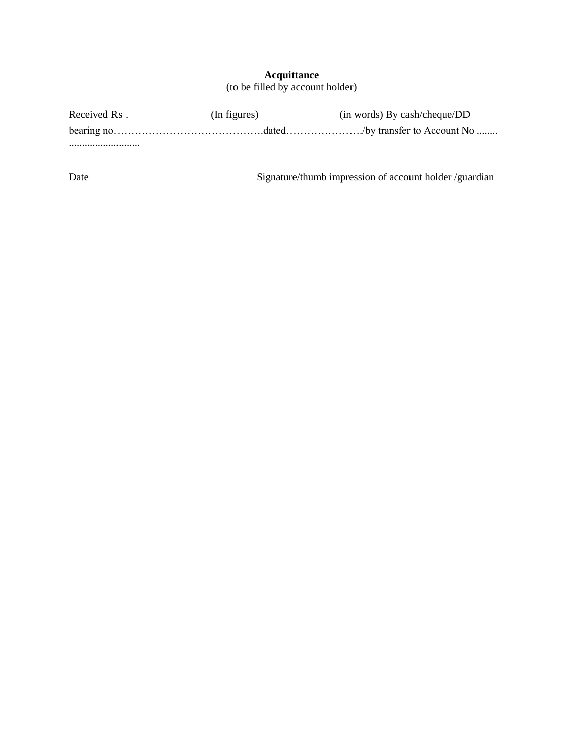**Acquittance**

(to be filled by account holder)

Received Rs .\_\_\_\_\_\_\_\_\_\_\_\_\_\_\_(In figures)\_\_\_\_\_\_\_\_\_\_\_\_\_\_\_(in words) By cash/cheque/DD bearing no……………………………………dated…………………./by transfer to Account No ........ ...........................

Date                                        Signature/thumb impression of account holder /guardian